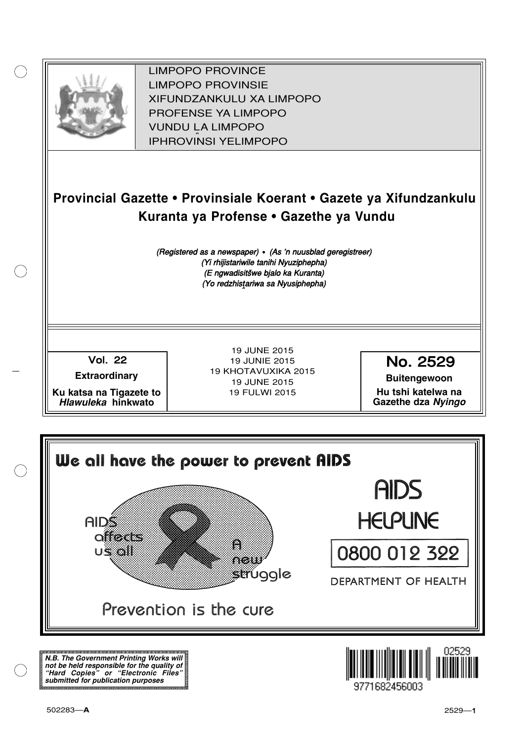LIMPOPO PROVINCE
LIMPOPO PROVINSIE
XIFUNDZANKULU XA LIMPOPO
PROFENSE YA LIMPOPO
VUNDU LA LIMPOPO
IPHROVÎNSI YELIMPOPO

# Provincial Gazette • Provinsiale Koerant • Gazete ya Xifundzankulu Kuranta ya Profense • Gazethe ya Vundu

*(Registered as a newspaper) • (As 'n nuusblad geregistreer)*
*(Yi rhijistariwile tanihi Nyuziphepha)*
*(E ngwadisitšwe bjalo ka Kuranta)*
*(Yo redzhisṱariwa sa Nyusiphepha)*

| Vol. 22 | 19 JUNE 2015 | No. 2529 |
|---|---|---|
| **Extraordinary** | 19 JUNIE 2015 | **Buitengewoon** |
| **Ku katsa na Tigazete to *Hlawuleka* hinkwato** | 19 KHOTAVUXIKA 2015 | **Hu tshi katelwa na Gazethe dza *Nyingo*** |
| | 19 JUNE 2015 | |
| | 19 FULWI 2015 | |

**We all have the power to prevent AIDS**

AIDS affects us all

A new struggle

Prevention is the cure

AIDS HELPLINE

0800 012 322

DEPARTMENT OF HEALTH

***N.B. The Government Printing Works will not be held responsible for the quality of "Hard Copies" or "Electronic Files" submitted for publication purposes***

9771682456003 02529

502283—**A**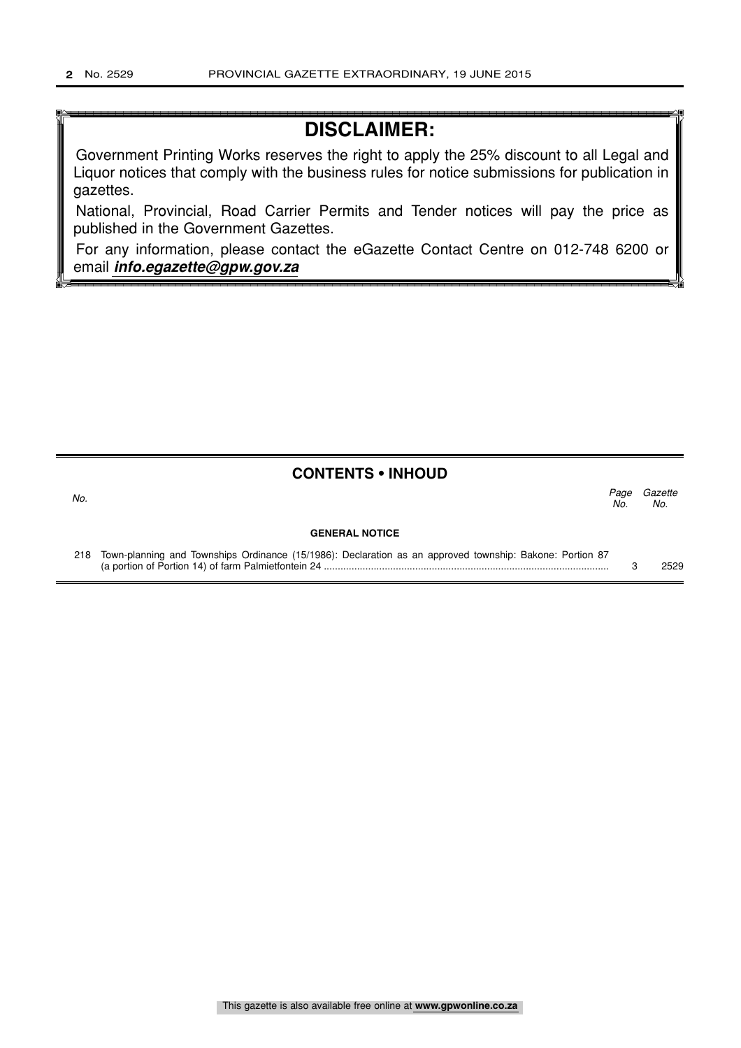# DISCLAIMER:

Government Printing Works reserves the right to apply the 25% discount to all Legal and Liquor notices that comply with the business rules for notice submissions for publication in gazettes.

National, Provincial, Road Carrier Permits and Tender notices will pay the price as published in the Government Gazettes.

For any information, please contact the eGazette Contact Centre on 012-748 6200 or email ***info.egazette@gpw.gov.za***

## CONTENTS • INHOUD

| *No.* | | *Page No.* | *Gazette No.* |
|---|---|---|---|
| | **GENERAL NOTICE** | | |
| 218 | Town-planning and Townships Ordinance (15/1986): Declaration as an approved township: Bakone: Portion 87 (a portion of Portion 14) of farm Palmietfontein 24 | 3 | 2529 |

This gazette is also available free online at **www.gpwonline.co.za**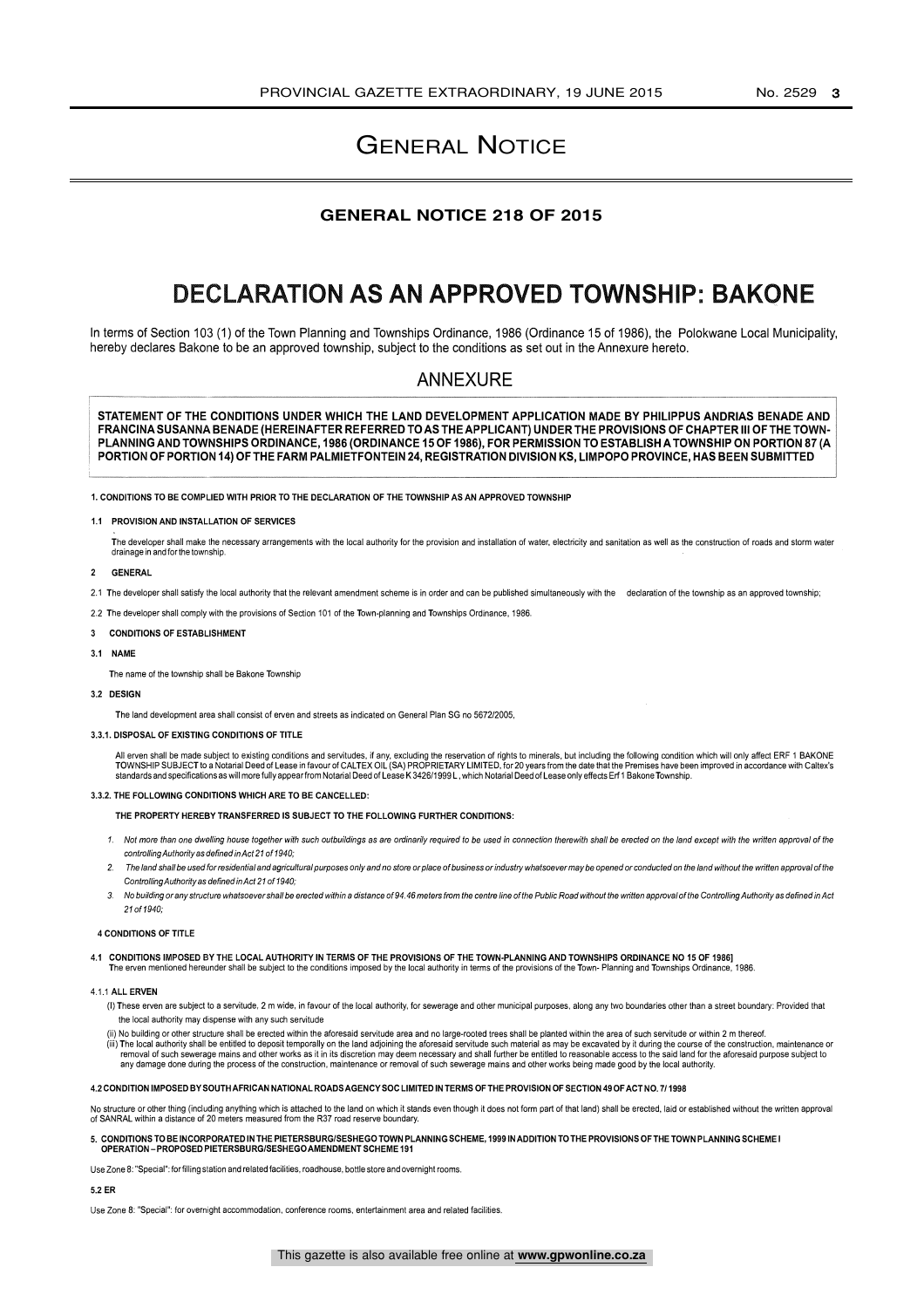# General Notice

## GENERAL NOTICE 218 OF 2015

# DECLARATION AS AN APPROVED TOWNSHIP: BAKONE

In terms of Section 103 (1) of the Town Planning and Townships Ordinance, 1986 (Ordinance 15 of 1986), the Polokwane Local Municipality, hereby declares Bakone to be an approved township, subject to the conditions as set out in the Annexure hereto.

## ANNEXURE

**STATEMENT OF THE CONDITIONS UNDER WHICH THE LAND DEVELOPMENT APPLICATION MADE BY PHILIPPUS ANDRIAS BENADE AND FRANCINA SUSANNA BENADE (HEREINAFTER REFERRED TO AS THE APPLICANT) UNDER THE PROVISIONS OF CHAPTER III OF THE TOWN-PLANNING AND TOWNSHIPS ORDINANCE, 1986 (ORDINANCE 15 OF 1986), FOR PERMISSION TO ESTABLISH A TOWNSHIP ON PORTION 87 (A PORTION OF PORTION 14) OF THE FARM PALMIETFONTEIN 24, REGISTRATION DIVISION KS, LIMPOPO PROVINCE, HAS BEEN SUBMITTED**

**1. CONDITIONS TO BE COMPLIED WITH PRIOR TO THE DECLARATION OF THE TOWNSHIP AS AN APPROVED TOWNSHIP**

**1.1 PROVISION AND INSTALLATION OF SERVICES**

The developer shall make the necessary arrangements with the local authority for the provision and installation of water, electricity and sanitation as well as the construction of roads and storm water drainage in and for the township.

**2 GENERAL**

2.1 The developer shall satisfy the local authority that the relevant amendment scheme is in order and can be published simultaneously with the declaration of the township as an approved township;

2.2 The developer shall comply with the provisions of Section 101 of the Town-planning and Townships Ordinance, 1986.

**3 CONDITIONS OF ESTABLISHMENT**

**3.1 NAME**

The name of the township shall be Bakone Township

**3.2 DESIGN**

The land development area shall consist of erven and streets as indicated on General Plan SG no 5672/2005,

**3.3.1. DISPOSAL OF EXISTING CONDITIONS OF TITLE**

All erven shall be made subject to existing conditions and servitudes, if any, excluding the reservation of rights to minerals, but including the following condition which will only affect ERF 1 BAKONE TOWNSHIP SUBJECT to a Notarial Deed of Lease in favour of CALTEX OIL (SA) PROPRIETARY LIMITED, for 20 years from the date that the Premises have been improved in accordance with Caltex's standards and specifications as will more fully appear from Notarial Deed of Lease K 3426/1999 L, which Notarial Deed of Lease only effects Erf 1 Bakone Township.

**3.3.2. THE FOLLOWING CONDITIONS WHICH ARE TO BE CANCELLED:**

**THE PROPERTY HEREBY TRANSFERRED IS SUBJECT TO THE FOLLOWING FURTHER CONDITIONS:**

1. *Not more than one dwelling house together with such outbuildings as are ordinarily required to be used in connection therewith shall be erected on the land except with the written approval of the controlling Authority as defined in Act 21 of 1940;*
2. *The land shall be used for residential and agricultural purposes only and no store or place of business or industry whatsoever may be opened or conducted on the land without the written approval of the Controlling Authority as defined in Act 21 of 1940;*
3. *No building or any structure whatsoever shall be erected within a distance of 94.46 meters from the centre line of the Public Road without the written approval of the Controlling Authority as defined in Act 21 of 1940;*

**4 CONDITIONS OF TITLE**

**4.1 CONDITIONS IMPOSED BY THE LOCAL AUTHORITY IN TERMS OF THE PROVISIONS OF THE TOWN-PLANNING AND TOWNSHIPS ORDINANCE NO 15 OF 1986]**

The erven mentioned hereunder shall be subject to the conditions imposed by the local authority in terms of the provisions of the Town- Planning and Townships Ordinance, 1986.

**4.1.1 ALL ERVEN**

(I) These erven are subject to a servitude, 2 m wide, in favour of the local authority, for sewerage and other municipal purposes, along any two boundaries other than a street boundary: Provided that the local authority may dispense with any such servitude

(ii) No building or other structure shall be erected within the aforesaid servitude area and no large-rooted trees shall be planted within the area of such servitude or within 2 m thereof.

(iii) The local authority shall be entitled to deposit temporally on the land adjoining the aforesaid servitude such material as may be excavated by it during the course of the construction, maintenance or removal of such sewerage mains and other works as it in its discretion may deem necessary and shall further be entitled to reasonable access to the said land for the aforesaid purpose subject to any damage done during the process of the construction, maintenance or removal of such sewerage mains and other works being made good by the local authority.

**4.2 CONDITION IMPOSED BY SOUTH AFRICAN NATIONAL ROADS AGENCY SOC LIMITED IN TERMS OF THE PROVISION OF SECTION 49 OF ACT NO. 7/1998**

No structure or other thing (including anything which is attached to the land on which it stands even though it does not form part of that land) shall be erected, laid or established without the written approval of SANRAL within a distance of 20 meters measured from the R37 road reserve boundary.

**5. CONDITIONS TO BE INCORPORATED IN THE PIETERSBURG/SESHEGO TOWN PLANNING SCHEME, 1999 IN ADDITION TO THE PROVISIONS OF THE TOWN PLANNING SCHEME I OPERATION – PROPOSED PIETERSBURG/SESHEGO AMENDMENT SCHEME 191**

Use Zone 8: "Special": for filling station and related facilities, roadhouse, bottle store and overnight rooms.

**5.2 ER**

Use Zone 8: "Special": for overnight accommodation, conference rooms, entertainment area and related facilities.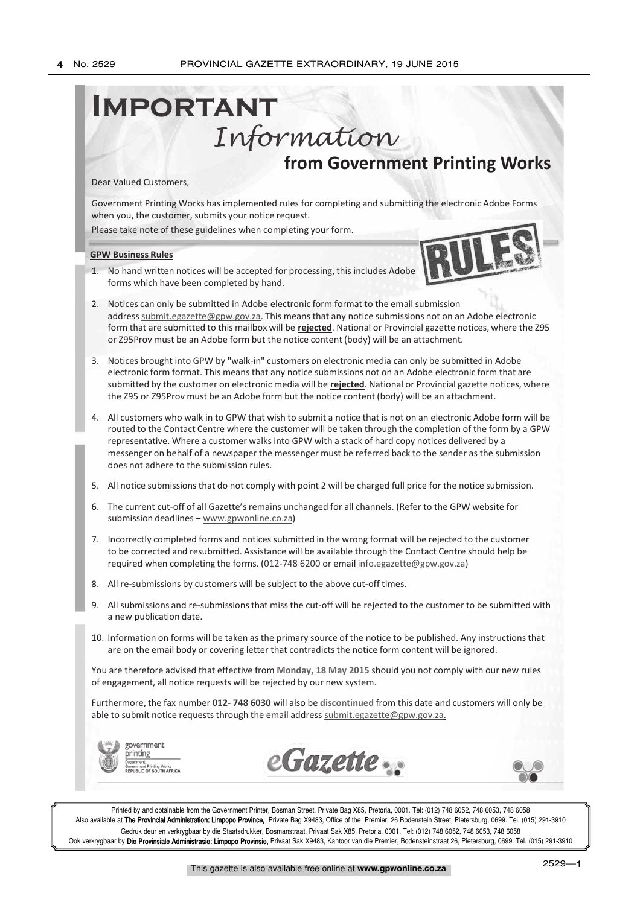# Important *Information*

## from Government Printing Works

Dear Valued Customers,

Government Printing Works has implemented rules for completing and submitting the electronic Adobe Forms when you, the customer, submits your notice request.

Please take note of these guidelines when completing your form.

**GPW Business Rules**

1. No hand written notices will be accepted for processing, this includes Adobe forms which have been completed by hand.
2. Notices can only be submitted in Adobe electronic form format to the email submission address submit.egazette@gpw.gov.za. This means that any notice submissions not on an Adobe electronic form that are submitted to this mailbox will be **rejected**. National or Provincial gazette notices, where the Z95 or Z95Prov must be an Adobe form but the notice content (body) will be an attachment.
3. Notices brought into GPW by "walk-in" customers on electronic media can only be submitted in Adobe electronic form format. This means that any notice submissions not on an Adobe electronic form that are submitted by the customer on electronic media will be **rejected**. National or Provincial gazette notices, where the Z95 or Z95Prov must be an Adobe form but the notice content (body) will be an attachment.
4. All customers who walk in to GPW that wish to submit a notice that is not on an electronic Adobe form will be routed to the Contact Centre where the customer will be taken through the completion of the form by a GPW representative. Where a customer walks into GPW with a stack of hard copy notices delivered by a messenger on behalf of a newspaper the messenger must be referred back to the sender as the submission does not adhere to the submission rules.
5. All notice submissions that do not comply with point 2 will be charged full price for the notice submission.
6. The current cut-off of all Gazette's remains unchanged for all channels. (Refer to the GPW website for submission deadlines – www.gpwonline.co.za)
7. Incorrectly completed forms and notices submitted in the wrong format will be rejected to the customer to be corrected and resubmitted. Assistance will be available through the Contact Centre should help be required when completing the forms. (012-748 6200 or email info.egazette@gpw.gov.za)
8. All re-submissions by customers will be subject to the above cut-off times.
9. All submissions and re-submissions that miss the cut-off will be rejected to the customer to be submitted with a new publication date.
10. Information on forms will be taken as the primary source of the notice to be published. Any instructions that are on the email body or covering letter that contradicts the notice form content will be ignored.

You are therefore advised that effective from **Monday, 18 May 2015** should you not comply with our new rules of engagement, all notice requests will be rejected by our new system.

Furthermore, the fax number **012- 748 6030** will also be **discontinued** from this date and customers will only be able to submit notice requests through the email address submit.egazette@gpw.gov.za.

government printing
Department: Government Printing Works
REPUBLIC OF SOUTH AFRICA

eGazette

Printed by and obtainable from the Government Printer, Bosman Street, Private Bag X85, Pretoria, 0001. Tel: (012) 748 6052, 748 6053, 748 6058
Also available at **The Provincial Administration: Limpopo Province,** Private Bag X9483, Office of the Premier, 26 Bodenstein Street, Pietersburg, 0699. Tel. (015) 291-3910
Gedruk deur en verkrygbaar by die Staatsdrukker, Bosmanstraat, Privaat Sak X85, Pretoria, 0001. Tel: (012) 748 6052, 748 6053, 748 6058
Ook verkrygbaar by **Die Provinsiale Administrasie: Limpopo Provinsie,** Privaat Sak X9483, Kantoor van die Premier, Bodensteinstraat 26, Pietersburg, 0699. Tel. (015) 291-3910